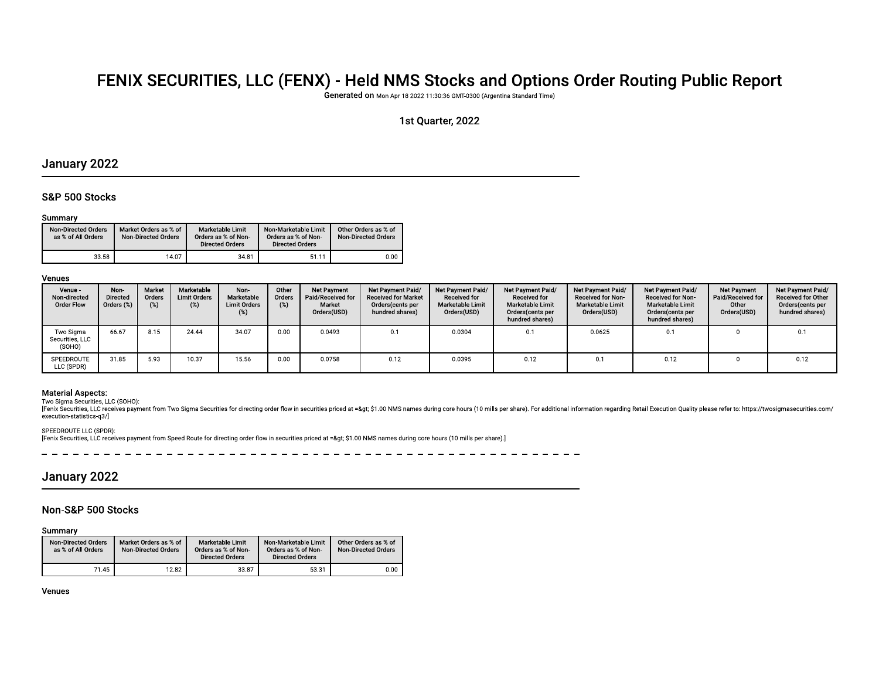# FENIX SECURITIES, LLC (FENX) - Held NMS Stocks and Options Order Routing Public Report

**Generated on** Mon Apr 18 2022 11:30:36 GMT-0300 (Argentina Standard Time)

1st Quarter, 2022

## January 2022

### S&P 500 Stocks

#### Summary

| Non-Directed Orders as % of All Orders | Market Orders as % of Non-Directed Orders | Marketable Limit Orders as % of Non-Directed Orders | Non-Marketable Limit Orders as % of Non-Directed Orders | Other Orders as % of Non-Directed Orders |
|---|---|---|---|---|
| 33.58 | 14.07 | 34.81 | 51.11 | 0.00 |

#### Venues

| Venue - Non-directed Order Flow | Non-Directed Orders (%) | Market Orders (%) | Marketable Limit Orders (%) | Non-Marketable Limit Orders (%) | Other Orders (%) | Net Payment Paid/Received for Market Orders(USD) | Net Payment Paid/ Received for Market Orders(cents per hundred shares) | Net Payment Paid/ Received for Marketable Limit Orders(USD) | Net Payment Paid/ Received for Marketable Limit Orders(cents per hundred shares) | Net Payment Paid/ Received for Non-Marketable Limit Orders(USD) | Net Payment Paid/ Received for Non-Marketable Limit Orders(cents per hundred shares) | Net Payment Paid/Received for Other Orders(USD) | Net Payment Paid/ Received for Other Orders(cents per hundred shares) |
|---|---|---|---|---|---|---|---|---|---|---|---|---|---|
| Two Sigma Securities, LLC (SOHO) | 66.67 | 8.15 | 24.44 | 34.07 | 0.00 | 0.0493 | 0.1 | 0.0304 | 0.1 | 0.0625 | 0.1 | 0 | 0.1 |
| SPEEDROUTE LLC (SPDR) | 31.85 | 5.93 | 10.37 | 15.56 | 0.00 | 0.0758 | 0.12 | 0.0395 | 0.12 | 0.1 | 0.12 | 0 | 0.12 |

#### Material Aspects:

Two Sigma Securities, LLC (SOHO):
[Fenix Securities, LLC receives payment from Two Sigma Securities for directing order flow in securities priced at =&gt; $1.00 NMS names during core hours (10 mills per share). For additional information regarding Retail Execution Quality please refer to: https://twosigmasecurities.com/execution-statistics-q3/]

SPEEDROUTE LLC (SPDR):
[Fenix Securities, LLC receives payment from Speed Route for directing order flow in securities priced at =&gt; $1.00 NMS names during core hours (10 mills per share).]

## January 2022

### Non-S&P 500 Stocks

#### Summary

| Non-Directed Orders as % of All Orders | Market Orders as % of Non-Directed Orders | Marketable Limit Orders as % of Non-Directed Orders | Non-Marketable Limit Orders as % of Non-Directed Orders | Other Orders as % of Non-Directed Orders |
|---|---|---|---|---|
| 71.45 | 12.82 | 33.87 | 53.31 | 0.00 |

#### Venues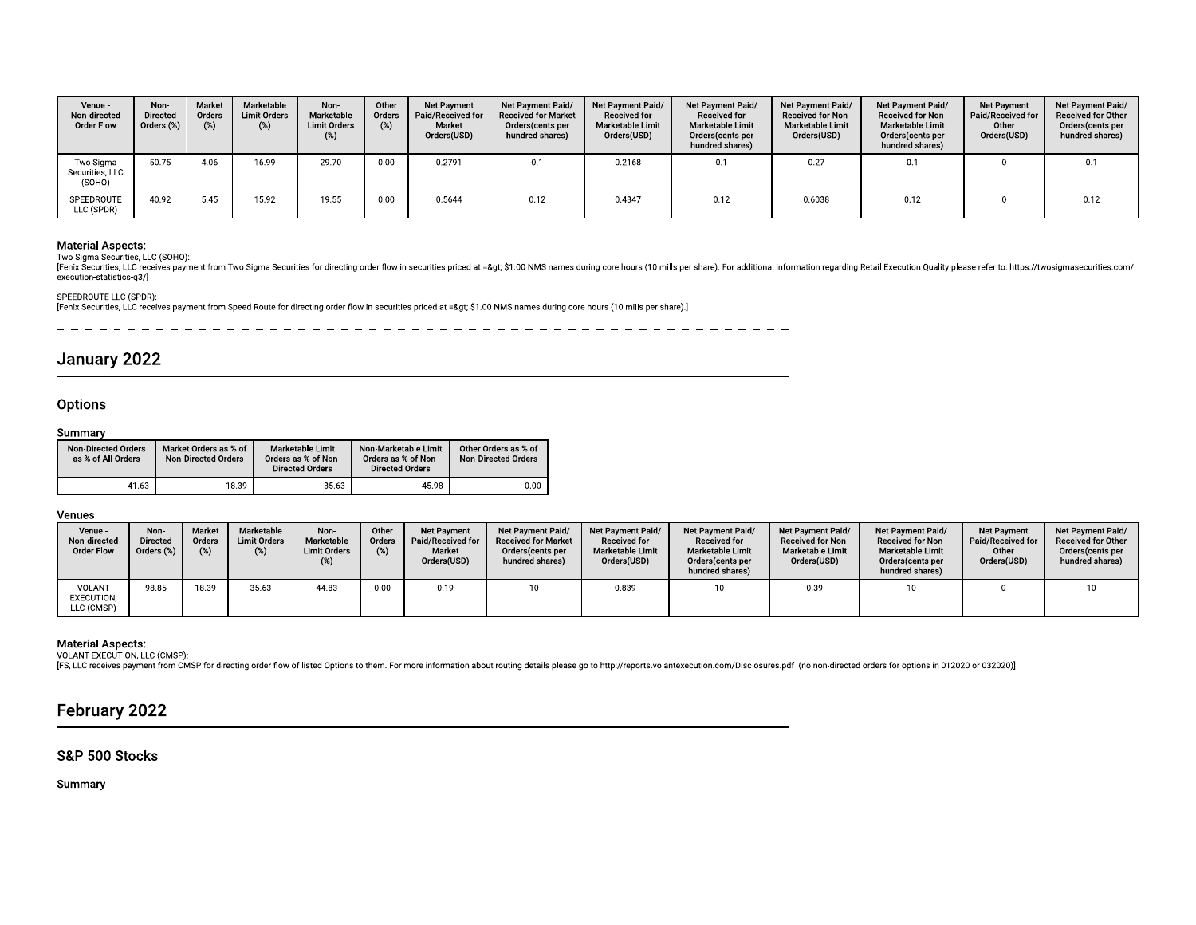| Venue - Non-directed Order Flow | Non-Directed Orders (%) | Market Orders (%) | Marketable Limit Orders (%) | Non-Marketable Limit Orders (%) | Other Orders (%) | Net Payment Paid/Received for Market Orders(USD) | Net Payment Paid/ Received for Market Orders(cents per hundred shares) | Net Payment Paid/ Received for Marketable Limit Orders(USD) | Net Payment Paid/ Received for Marketable Limit Orders(cents per hundred shares) | Net Payment Paid/ Received for Non-Marketable Limit Orders(USD) | Net Payment Paid/ Received for Non-Marketable Limit Orders(cents per hundred shares) | Net Payment Paid/Received for Other Orders(USD) | Net Payment Paid/ Received for Other Orders(cents per hundred shares) |
|---|---|---|---|---|---|---|---|---|---|---|---|---|---|
| Two Sigma Securities, LLC (SOHO) | 50.75 | 4.06 | 16.99 | 29.70 | 0.00 | 0.2791 | 0.1 | 0.2168 | 0.1 | 0.27 | 0.1 | 0 | 0.1 |
| SPEEDROUTE LLC (SPDR) | 40.92 | 5.45 | 15.92 | 19.55 | 0.00 | 0.5644 | 0.12 | 0.4347 | 0.12 | 0.6038 | 0.12 | 0 | 0.12 |

### Material Aspects:

Two Sigma Securities, LLC (SOHO):
[Fenix Securities, LLC receives payment from Two Sigma Securities for directing order flow in securities priced at =&gt; $1.00 NMS names during core hours (10 mills per share). For additional information regarding Retail Execution Quality please refer to: https://twosigmasecurities.com/execution-statistics-q3/]

SPEEDROUTE LLC (SPDR):
[Fenix Securities, LLC receives payment from Speed Route for directing order flow in securities priced at =&gt; $1.00 NMS names during core hours (10 mills per share).]

## January 2022

### Options

#### Summary

| Non-Directed Orders as % of All Orders | Market Orders as % of Non-Directed Orders | Marketable Limit Orders as % of Non-Directed Orders | Non-Marketable Limit Orders as % of Non-Directed Orders | Other Orders as % of Non-Directed Orders |
|---|---|---|---|---|
| 41.63 | 18.39 | 35.63 | 45.98 | 0.00 |

#### Venues

| Venue - Non-directed Order Flow | Non-Directed Orders (%) | Market Orders (%) | Marketable Limit Orders (%) | Non-Marketable Limit Orders (%) | Other Orders (%) | Net Payment Paid/Received for Market Orders(USD) | Net Payment Paid/ Received for Market Orders(cents per hundred shares) | Net Payment Paid/ Received for Marketable Limit Orders(USD) | Net Payment Paid/ Received for Marketable Limit Orders(cents per hundred shares) | Net Payment Paid/ Received for Non-Marketable Limit Orders(USD) | Net Payment Paid/ Received for Non-Marketable Limit Orders(cents per hundred shares) | Net Payment Paid/Received for Other Orders(USD) | Net Payment Paid/ Received for Other Orders(cents per hundred shares) |
|---|---|---|---|---|---|---|---|---|---|---|---|---|---|
| VOLANT EXECUTION, LLC (CMSP) | 98.85 | 18.39 | 35.63 | 44.83 | 0.00 | 0.19 | 10 | 0.839 | 10 | 0.39 | 10 | 0 | 10 |

### Material Aspects:

VOLANT EXECUTION, LLC (CMSP):
[FS, LLC receives payment from CMSP for directing order flow of listed Options to them. For more information about routing details please go to http://reports.volantexecution.com/Disclosures.pdf (no non-directed orders for options in 012020 or 032020)]

## February 2022

### S&P 500 Stocks

#### Summary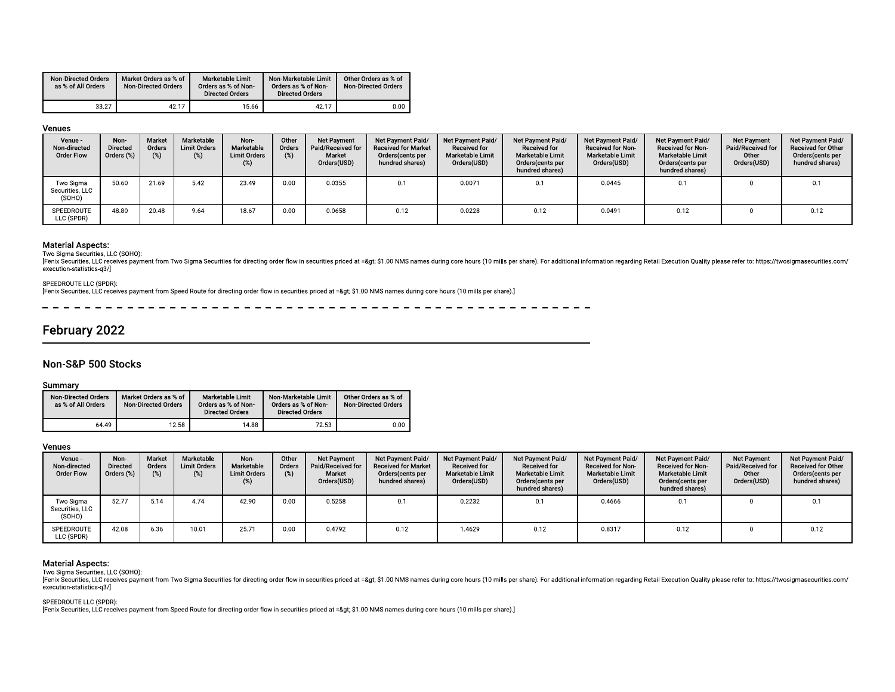| Non-Directed Orders as % of All Orders | Market Orders as % of Non-Directed Orders | Marketable Limit Orders as % of Non-Directed Orders | Non-Marketable Limit Orders as % of Non-Directed Orders | Other Orders as % of Non-Directed Orders |
|---|---|---|---|---|
| 33.27 | 42.17 | 15.66 | 42.17 | 0.00 |

### Venues

| Venue - Non-directed Order Flow | Non-Directed Orders (%) | Market Orders (%) | Marketable Limit Orders (%) | Non-Marketable Limit Orders (%) | Other Orders (%) | Net Payment Paid/Received for Market Orders(USD) | Net Payment Paid/ Received for Market Orders(cents per hundred shares) | Net Payment Paid/ Received for Marketable Limit Orders(USD) | Net Payment Paid/ Received for Marketable Limit Orders(cents per hundred shares) | Net Payment Paid/ Received for Non-Marketable Limit Orders(USD) | Net Payment Paid/ Received for Non-Marketable Limit Orders(cents per hundred shares) | Net Payment Paid/Received for Other Orders(USD) | Net Payment Paid/ Received for Other Orders(cents per hundred shares) |
|---|---|---|---|---|---|---|---|---|---|---|---|---|---|
| Two Sigma Securities, LLC (SOHO) | 50.60 | 21.69 | 5.42 | 23.49 | 0.00 | 0.0355 | 0.1 | 0.0071 | 0.1 | 0.0445 | 0.1 | 0 | 0.1 |
| SPEEDROUTE LLC (SPDR) | 48.80 | 20.48 | 9.64 | 18.67 | 0.00 | 0.0658 | 0.12 | 0.0228 | 0.12 | 0.0491 | 0.12 | 0 | 0.12 |

### Material Aspects:

Two Sigma Securities, LLC (SOHO):
[Fenix Securities, LLC receives payment from Two Sigma Securities for directing order flow in securities priced at =&gt; $1.00 NMS names during core hours (10 mills per share). For additional information regarding Retail Execution Quality please refer to: https://twosigmasecurities.com/execution-statistics-q3/]

SPEEDROUTE LLC (SPDR):
[Fenix Securities, LLC receives payment from Speed Route for directing order flow in securities priced at =&gt; $1.00 NMS names during core hours (10 mills per share).]

---

## February 2022

### Non-S&P 500 Stocks

#### Summary

| Non-Directed Orders as % of All Orders | Market Orders as % of Non-Directed Orders | Marketable Limit Orders as % of Non-Directed Orders | Non-Marketable Limit Orders as % of Non-Directed Orders | Other Orders as % of Non-Directed Orders |
|---|---|---|---|---|
| 64.49 | 12.58 | 14.88 | 72.53 | 0.00 |

#### Venues

| Venue - Non-directed Order Flow | Non-Directed Orders (%) | Market Orders (%) | Marketable Limit Orders (%) | Non-Marketable Limit Orders (%) | Other Orders (%) | Net Payment Paid/Received for Market Orders(USD) | Net Payment Paid/ Received for Market Orders(cents per hundred shares) | Net Payment Paid/ Received for Marketable Limit Orders(USD) | Net Payment Paid/ Received for Marketable Limit Orders(cents per hundred shares) | Net Payment Paid/ Received for Non-Marketable Limit Orders(USD) | Net Payment Paid/ Received for Non-Marketable Limit Orders(cents per hundred shares) | Net Payment Paid/Received for Other Orders(USD) | Net Payment Paid/ Received for Other Orders(cents per hundred shares) |
|---|---|---|---|---|---|---|---|---|---|---|---|---|---|
| Two Sigma Securities, LLC (SOHO) | 52.77 | 5.14 | 4.74 | 42.90 | 0.00 | 0.5258 | 0.1 | 0.2232 | 0.1 | 0.4666 | 0.1 | 0 | 0.1 |
| SPEEDROUTE LLC (SPDR) | 42.08 | 6.36 | 10.01 | 25.71 | 0.00 | 0.4792 | 0.12 | 1.4629 | 0.12 | 0.8317 | 0.12 | 0 | 0.12 |

#### Material Aspects:

Two Sigma Securities, LLC (SOHO):
[Fenix Securities, LLC receives payment from Two Sigma Securities for directing order flow in securities priced at =&gt; $1.00 NMS names during core hours (10 mills per share). For additional information regarding Retail Execution Quality please refer to: https://twosigmasecurities.com/execution-statistics-q3/]

SPEEDROUTE LLC (SPDR):
[Fenix Securities, LLC receives payment from Speed Route for directing order flow in securities priced at =&gt; $1.00 NMS names during core hours (10 mills per share).]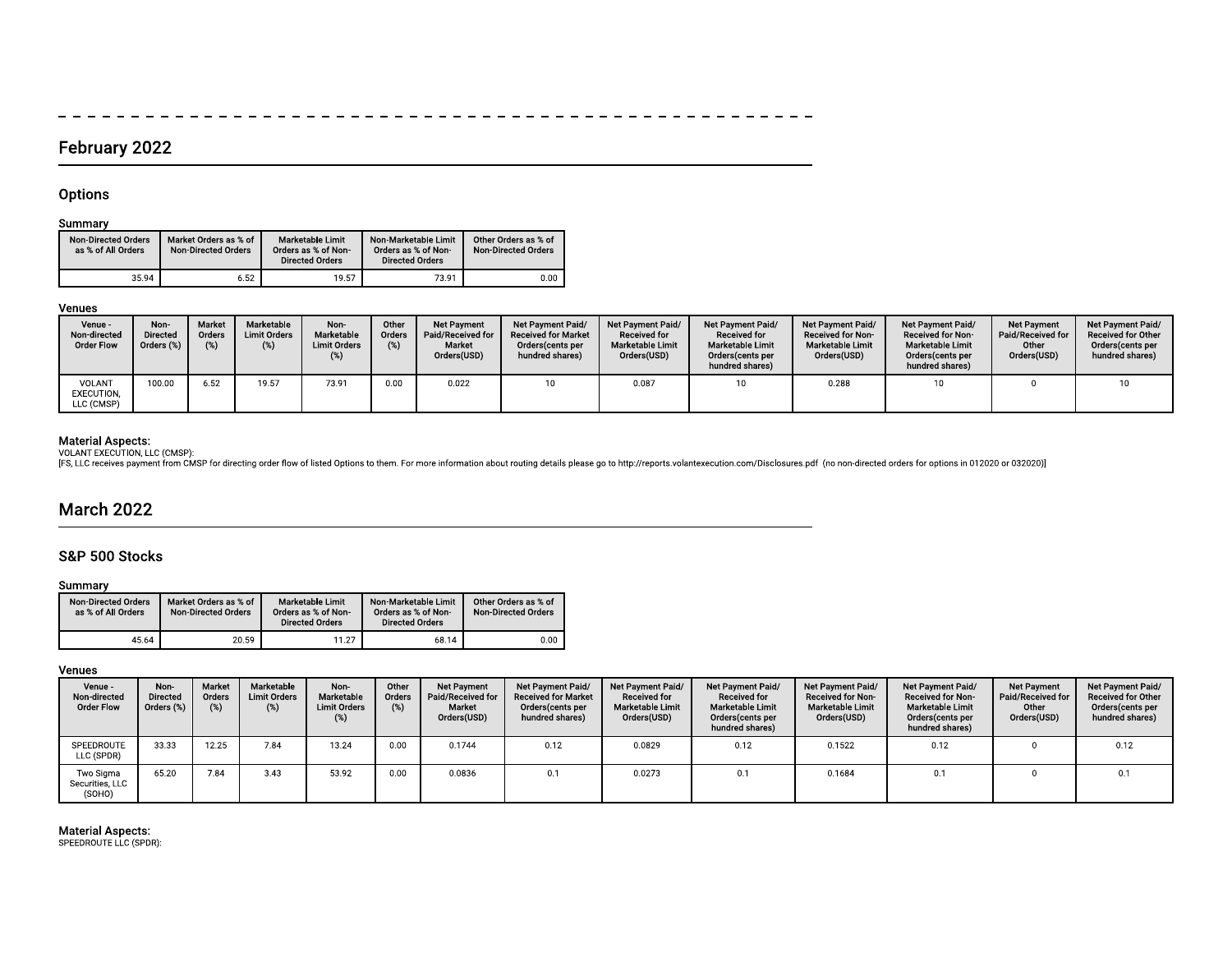## February 2022

### Options

#### Summary

| Non-Directed Orders as % of All Orders | Market Orders as % of Non-Directed Orders | Marketable Limit Orders as % of Non-Directed Orders | Non-Marketable Limit Orders as % of Non-Directed Orders | Other Orders as % of Non-Directed Orders |
|---|---|---|---|---|
| 35.94 | 6.52 | 19.57 | 73.91 | 0.00 |

#### Venues

| Venue - Non-directed Order Flow | Non-Directed Orders (%) | Market Orders (%) | Marketable Limit Orders (%) | Non-Marketable Limit Orders (%) | Other Orders (%) | Net Payment Paid/Received for Market Orders(USD) | Net Payment Paid/ Received for Market Orders(cents per hundred shares) | Net Payment Paid/ Received for Marketable Limit Orders(USD) | Net Payment Paid/ Received for Marketable Limit Orders(cents per hundred shares) | Net Payment Paid/ Received for Non-Marketable Limit Orders(USD) | Net Payment Paid/ Received for Non-Marketable Limit Orders(cents per hundred shares) | Net Payment Paid/Received for Other Orders(USD) | Net Payment Paid/ Received for Other Orders(cents per hundred shares) |
|---|---|---|---|---|---|---|---|---|---|---|---|---|---|
| VOLANT EXECUTION, LLC (CMSP) | 100.00 | 6.52 | 19.57 | 73.91 | 0.00 | 0.022 | 10 | 0.087 | 10 | 0.288 | 10 | 0 | 10 |

#### Material Aspects:

VOLANT EXECUTION, LLC (CMSP):
[FS, LLC receives payment from CMSP for directing order flow of listed Options to them. For more information about routing details please go to http://reports.volantexecution.com/Disclosures.pdf (no non-directed orders for options in 012020 or 032020)]

## March 2022

### S&P 500 Stocks

#### Summary

| Non-Directed Orders as % of All Orders | Market Orders as % of Non-Directed Orders | Marketable Limit Orders as % of Non-Directed Orders | Non-Marketable Limit Orders as % of Non-Directed Orders | Other Orders as % of Non-Directed Orders |
|---|---|---|---|---|
| 45.64 | 20.59 | 11.27 | 68.14 | 0.00 |

#### Venues

| Venue - Non-directed Order Flow | Non-Directed Orders (%) | Market Orders (%) | Marketable Limit Orders (%) | Non-Marketable Limit Orders (%) | Other Orders (%) | Net Payment Paid/Received for Market Orders(USD) | Net Payment Paid/ Received for Market Orders(cents per hundred shares) | Net Payment Paid/ Received for Marketable Limit Orders(USD) | Net Payment Paid/ Received for Marketable Limit Orders(cents per hundred shares) | Net Payment Paid/ Received for Non-Marketable Limit Orders(USD) | Net Payment Paid/ Received for Non-Marketable Limit Orders(cents per hundred shares) | Net Payment Paid/Received for Other Orders(USD) | Net Payment Paid/ Received for Other Orders(cents per hundred shares) |
|---|---|---|---|---|---|---|---|---|---|---|---|---|---|
| SPEEDROUTE LLC (SPDR) | 33.33 | 12.25 | 7.84 | 13.24 | 0.00 | 0.1744 | 0.12 | 0.0829 | 0.12 | 0.1522 | 0.12 | 0 | 0.12 |
| Two Sigma Securities, LLC (SOHO) | 65.20 | 7.84 | 3.43 | 53.92 | 0.00 | 0.0836 | 0.1 | 0.0273 | 0.1 | 0.1684 | 0.1 | 0 | 0.1 |

#### Material Aspects:

SPEEDROUTE LLC (SPDR):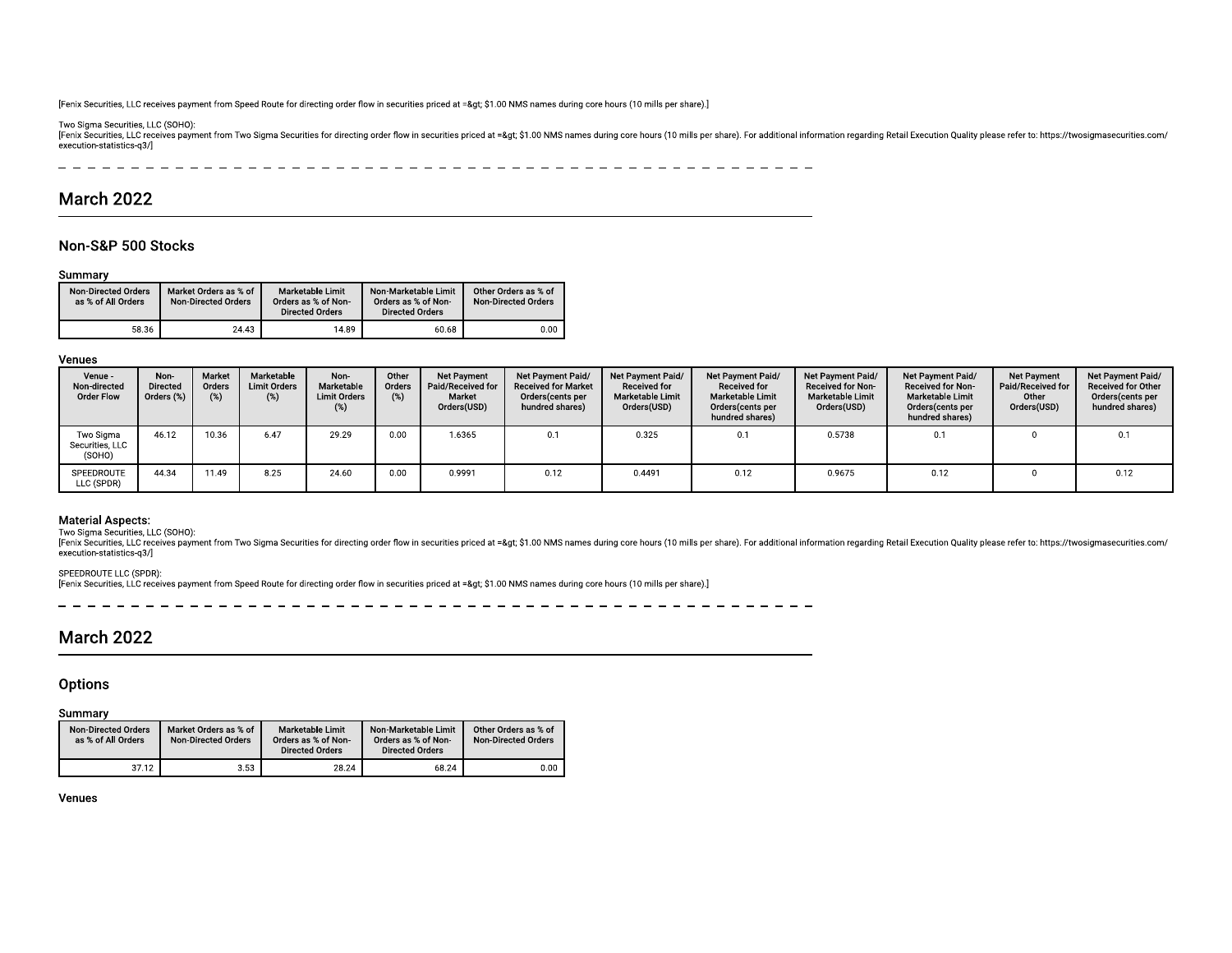[Fenix Securities, LLC receives payment from Speed Route for directing order flow in securities priced at =&gt; $1.00 NMS names during core hours (10 mills per share).]

Two Sigma Securities, LLC (SOHO):
[Fenix Securities, LLC receives payment from Two Sigma Securities for directing order flow in securities priced at =&gt; $1.00 NMS names during core hours (10 mills per share). For additional information regarding Retail Execution Quality please refer to: https://twosigmasecurities.com/execution-statistics-q3/]

## March 2022

### Non-S&P 500 Stocks

#### Summary

| Non-Directed Orders as % of All Orders | Market Orders as % of Non-Directed Orders | Marketable Limit Orders as % of Non-Directed Orders | Non-Marketable Limit Orders as % of Non-Directed Orders | Other Orders as % of Non-Directed Orders |
|---|---|---|---|---|
| 58.36 | 24.43 | 14.89 | 60.68 | 0.00 |

#### Venues

| Venue - Non-directed Order Flow | Non-Directed Orders (%) | Market Orders (%) | Marketable Limit Orders (%) | Non-Marketable Limit Orders (%) | Other Orders (%) | Net Payment Paid/Received for Market Orders(USD) | Net Payment Paid/ Received for Market Orders(cents per hundred shares) | Net Payment Paid/ Received for Marketable Limit Orders(USD) | Net Payment Paid/ Received for Marketable Limit Orders(cents per hundred shares) | Net Payment Paid/ Received for Non-Marketable Limit Orders(USD) | Net Payment Paid/ Received for Non-Marketable Limit Orders(cents per hundred shares) | Net Payment Paid/Received for Other Orders(USD) | Net Payment Paid/ Received for Other Orders(cents per hundred shares) |
|---|---|---|---|---|---|---|---|---|---|---|---|---|---|
| Two Sigma Securities, LLC (SOHO) | 46.12 | 10.36 | 6.47 | 29.29 | 0.00 | 1.6365 | 0.1 | 0.325 | 0.1 | 0.5738 | 0.1 | 0 | 0.1 |
| SPEEDROUTE LLC (SPDR) | 44.34 | 11.49 | 8.25 | 24.60 | 0.00 | 0.9991 | 0.12 | 0.4491 | 0.12 | 0.9675 | 0.12 | 0 | 0.12 |

#### Material Aspects:

Two Sigma Securities, LLC (SOHO):
[Fenix Securities, LLC receives payment from Two Sigma Securities for directing order flow in securities priced at =&gt; $1.00 NMS names during core hours (10 mills per share). For additional information regarding Retail Execution Quality please refer to: https://twosigmasecurities.com/execution-statistics-q3/]

SPEEDROUTE LLC (SPDR):
[Fenix Securities, LLC receives payment from Speed Route for directing order flow in securities priced at =&gt; $1.00 NMS names during core hours (10 mills per share).]

## March 2022

### Options

#### Summary

| Non-Directed Orders as % of All Orders | Market Orders as % of Non-Directed Orders | Marketable Limit Orders as % of Non-Directed Orders | Non-Marketable Limit Orders as % of Non-Directed Orders | Other Orders as % of Non-Directed Orders |
|---|---|---|---|---|
| 37.12 | 3.53 | 28.24 | 68.24 | 0.00 |

#### Venues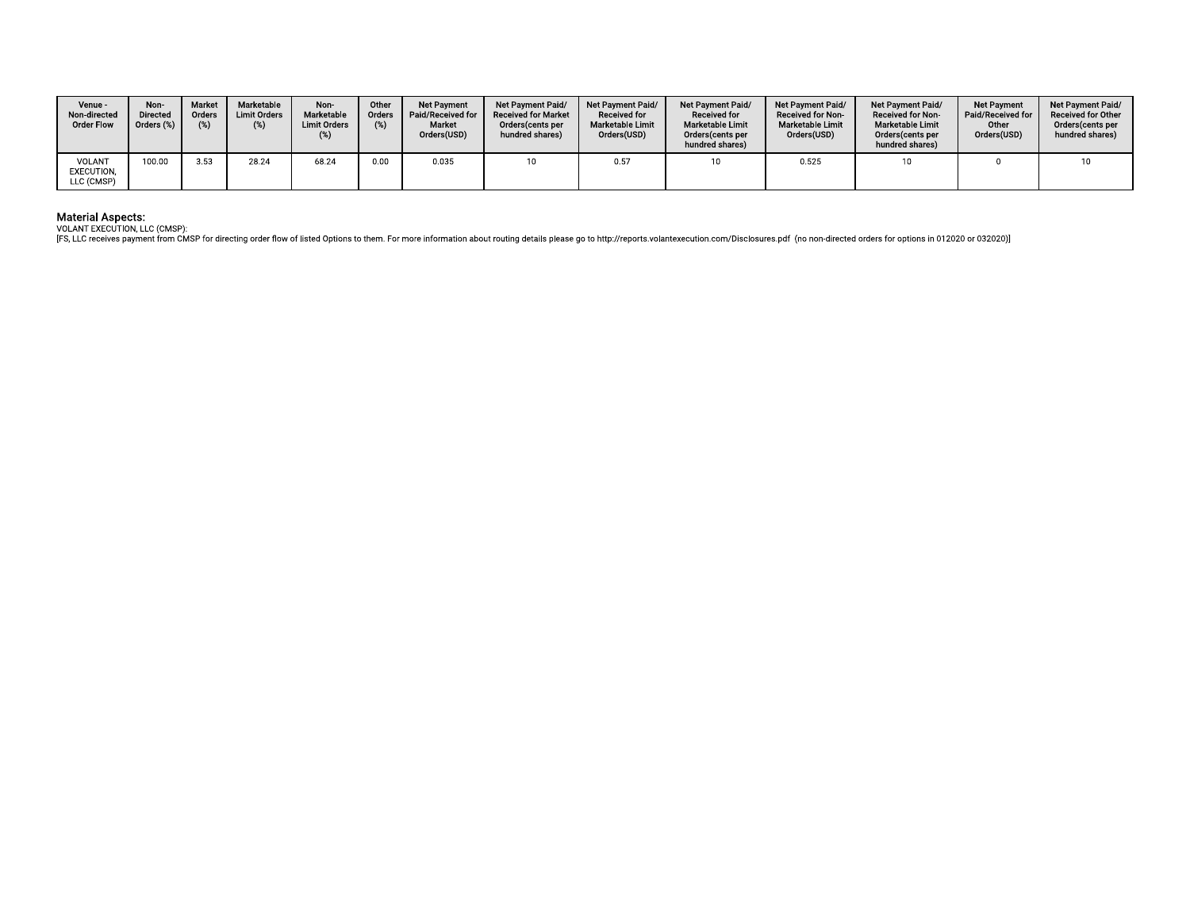| Venue - Non-directed Order Flow | Non-Directed Orders (%) | Market Orders (%) | Marketable Limit Orders (%) | Non-Marketable Limit Orders (%) | Other Orders (%) | Net Payment Paid/Received for Market Orders(USD) | Net Payment Paid/ Received for Market Orders(cents per hundred shares) | Net Payment Paid/ Received for Marketable Limit Orders(USD) | Net Payment Paid/ Received for Marketable Limit Orders(cents per hundred shares) | Net Payment Paid/ Received for Non-Marketable Limit Orders(USD) | Net Payment Paid/ Received for Non-Marketable Limit Orders(cents per hundred shares) | Net Payment Paid/Received for Other Orders(USD) | Net Payment Paid/ Received for Other Orders(cents per hundred shares) |
|---|---|---|---|---|---|---|---|---|---|---|---|---|---|
| VOLANT EXECUTION, LLC (CMSP) | 100.00 | 3.53 | 28.24 | 68.24 | 0.00 | 0.035 | 10 | 0.57 | 10 | 0.525 | 10 | 0 | 10 |

## Material Aspects:

VOLANT EXECUTION, LLC (CMSP):

[FS, LLC receives payment from CMSP for directing order flow of listed Options to them. For more information about routing details please go to http://reports.volantexecution.com/Disclosures.pdf (no non-directed orders for options in 012020 or 032020)]